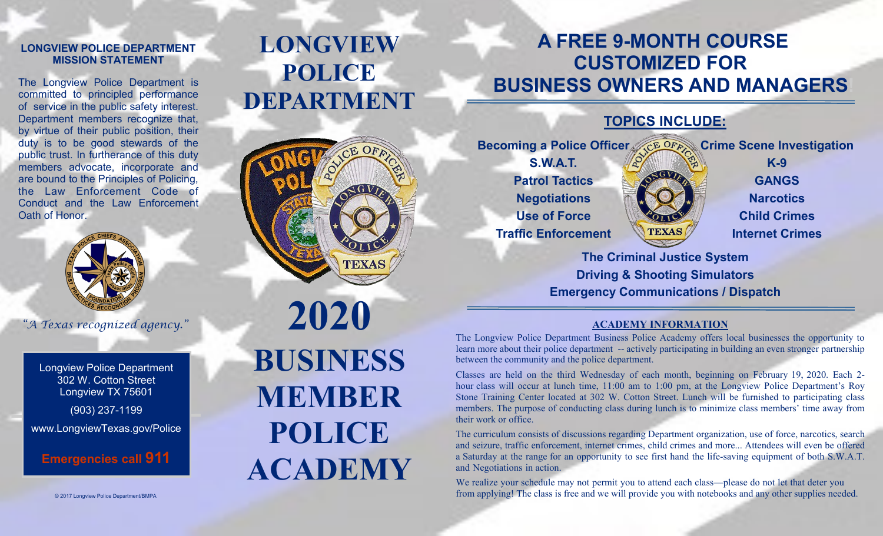## LONGVIEW POLICE DEPARTMENT MISSION STATEMENT

The Longview Police Department is committed to principled performance of service in the public safety interest. Department members recognize that, by virtue of their public position, their duty is to be good stewards of the public trust. In furtherance of this duty members advocate, incorporate and are bound to the Principles of Policing, the Law Enforcement Code of Conduct and the Law Enforcement Oath of Honor.

*"A Texas recognized agency."*

Longview Police Department
302 W. Cotton Street
Longview TX 75601

(903) 237-1199

www.LongviewTexas.gov/Police

**Emergencies call 911**

© 2017 Longview Police Department/BMPA

# LONGVIEW POLICE DEPARTMENT

# 2020 BUSINESS MEMBER POLICE ACADEMY

# A FREE 9-MONTH COURSE CUSTOMIZED FOR BUSINESS OWNERS AND MANAGERS!

## TOPICS INCLUDE:

- **Becoming a Police Officer**
- **S.W.A.T.**
- **Patrol Tactics**
- **Negotiations**
- **Use of Force**
- **Traffic Enforcement**
- **Crime Scene Investigation**
- **K-9**
- **GANGS**
- **Narcotics**
- **Child Crimes**
- **Internet Crimes**
- **The Criminal Justice System**
- **Driving & Shooting Simulators**
- **Emergency Communications / Dispatch**

## ACADEMY INFORMATION

The Longview Police Department Business Police Academy offers local businesses the opportunity to learn more about their police department -- actively participating in building an even stronger partnership between the community and the police department.

Classes are held on the third Wednesday of each month, beginning on February 19, 2020. Each 2-hour class will occur at lunch time, 11:00 am to 1:00 pm, at the Longview Police Department's Roy Stone Training Center located at 302 W. Cotton Street. Lunch will be furnished to participating class members. The purpose of conducting class during lunch is to minimize class members' time away from their work or office.

The curriculum consists of discussions regarding Department organization, use of force, narcotics, search and seizure, traffic enforcement, internet crimes, child crimes and more... Attendees will even be offered a Saturday at the range for an opportunity to see first hand the life-saving equipment of both S.W.A.T. and Negotiations in action.

We realize your schedule may not permit you to attend each class—please do not let that deter you from applying! The class is free and we will provide you with notebooks and any other supplies needed.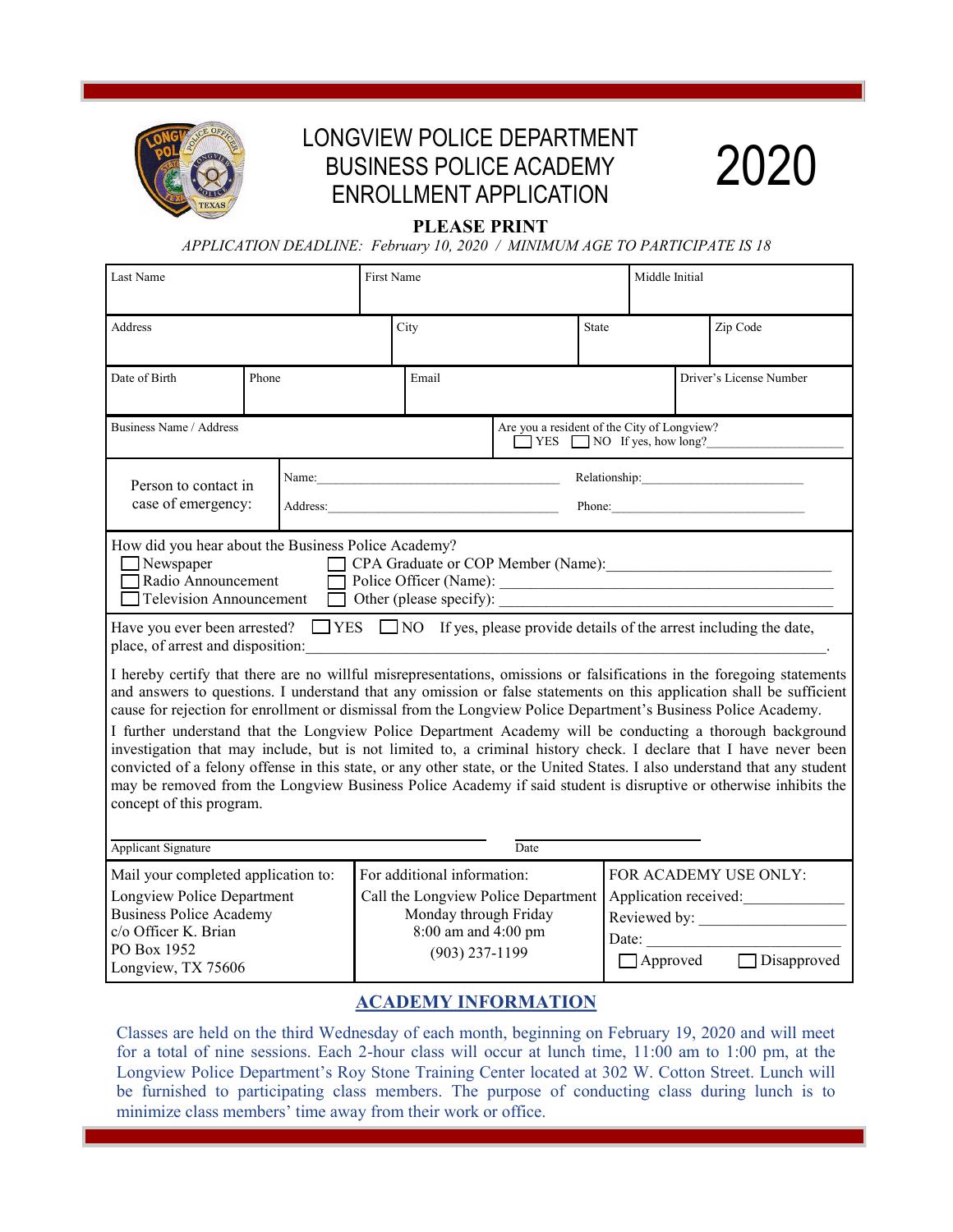# LONGVIEW POLICE DEPARTMENT BUSINESS POLICE ACADEMY ENROLLMENT APPLICATION

# 2020

**PLEASE PRINT**

*APPLICATION DEADLINE: February 10, 2020 / MINIMUM AGE TO PARTICIPATE IS 18*

| Last Name | First Name | Middle Initial | |
|---|---|---|---|
| Address | City | State | Zip Code |
| Date of Birth | Phone | Email | Driver's License Number |

Business Name / Address

Are you a resident of the City of Longview? ☐ YES ☐ NO If yes, how long?____________________

Person to contact in case of emergency:
Name:______________________________ Relationship:______________________
Address:____________________________ Phone:___________________________

How did you hear about the Business Police Academy?
☐ Newspaper
☐ Radio Announcement
☐ Television Announcement
☐ CPA Graduate or COP Member (Name):____________________________
☐ Police Officer (Name): ____________________________________________
☐ Other (please specify): ____________________________________________

Have you ever been arrested? ☐ YES ☐ NO If yes, please provide details of the arrest including the date, place, of arrest and disposition:_____________________________________________________________.

I hereby certify that there are no willful misrepresentations, omissions or falsifications in the foregoing statements and answers to questions. I understand that any omission or false statements on this application shall be sufficient cause for rejection for enrollment or dismissal from the Longview Police Department's Business Police Academy.

I further understand that the Longview Police Department Academy will be conducting a thorough background investigation that may include, but is not limited to, a criminal history check. I declare that I have never been convicted of a felony offense in this state, or any other state, or the United States. I also understand that any student may be removed from the Longview Business Police Academy if said student is disruptive or otherwise inhibits the concept of this program.

Applicant Signature ______________________________ Date ______________________

| Mail your completed application to: | For additional information: | FOR ACADEMY USE ONLY: |
|---|---|---|
| Longview Police Department<br>Business Police Academy<br>c/o Officer K. Brian<br>PO Box 1952<br>Longview, TX 75606 | Call the Longview Police Department<br>Monday through Friday<br>8:00 am and 4:00 pm<br>(903) 237-1199 | Application received:____________<br>Reviewed by: __________________<br>Date: ________________________<br>☐ Approved ☐ Disapproved |

## ACADEMY INFORMATION

Classes are held on the third Wednesday of each month, beginning on February 19, 2020 and will meet for a total of nine sessions. Each 2-hour class will occur at lunch time, 11:00 am to 1:00 pm, at the Longview Police Department's Roy Stone Training Center located at 302 W. Cotton Street. Lunch will be furnished to participating class members. The purpose of conducting class during lunch is to minimize class members' time away from their work or office.